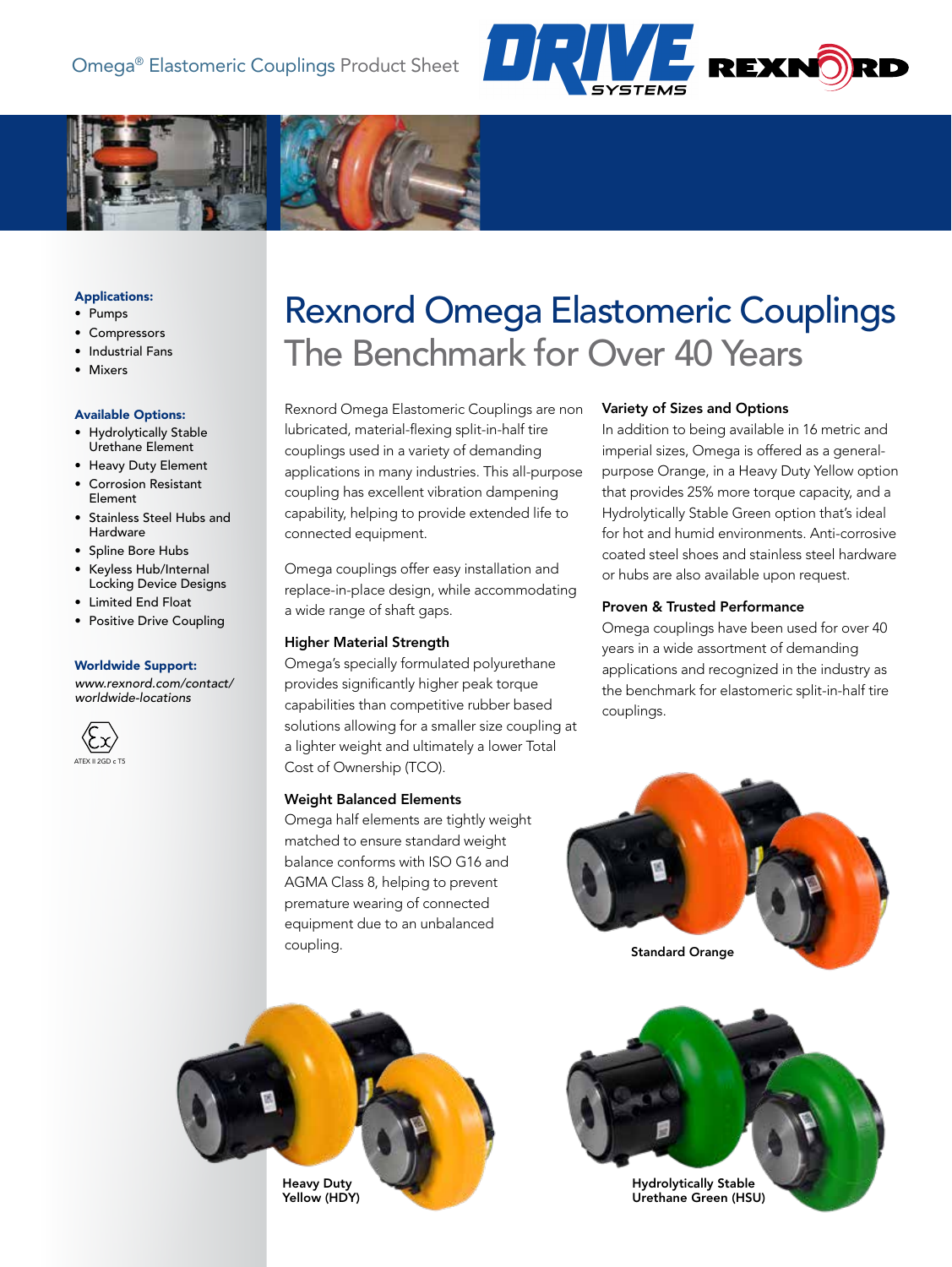Omega® Elastomeric Couplings Product Sheet

**Applications:**
- Pumps
- Compressors
- Industrial Fans
- Mixers

**Available Options:**
- Hydrolytically Stable Urethane Element
- Heavy Duty Element
- Corrosion Resistant Element
- Stainless Steel Hubs and Hardware
- Spline Bore Hubs
- Keyless Hub/Internal Locking Device Designs
- Limited End Float
- Positive Drive Coupling

**Worldwide Support:**
*www.rexnord.com/contact/worldwide-locations*

ATEX II 2GD c T5

# Rexnord Omega Elastomeric Couplings

## The Benchmark for Over 40 Years

Rexnord Omega Elastomeric Couplings are non lubricated, material-flexing split-in-half tire couplings used in a variety of demanding applications in many industries. This all-purpose coupling has excellent vibration dampening capability, helping to provide extended life to connected equipment.

Omega couplings offer easy installation and replace-in-place design, while accommodating a wide range of shaft gaps.

### Higher Material Strength

Omega's specially formulated polyurethane provides significantly higher peak torque capabilities than competitive rubber based solutions allowing for a smaller size coupling at a lighter weight and ultimately a lower Total Cost of Ownership (TCO).

### Weight Balanced Elements

Omega half elements are tightly weight matched to ensure standard weight balance conforms with ISO G16 and AGMA Class 8, helping to prevent premature wearing of connected equipment due to an unbalanced coupling.

### Variety of Sizes and Options

In addition to being available in 16 metric and imperial sizes, Omega is offered as a general-purpose Orange, in a Heavy Duty Yellow option that provides 25% more torque capacity, and a Hydrolytically Stable Green option that's ideal for hot and humid environments. Anti-corrosive coated steel shoes and stainless steel hardware or hubs are also available upon request.

### Proven & Trusted Performance

Omega couplings have been used for over 40 years in a wide assortment of demanding applications and recognized in the industry as the benchmark for elastomeric split-in-half tire couplings.

Standard Orange

Heavy Duty Yellow (HDY)

Hydrolytically Stable Urethane Green (HSU)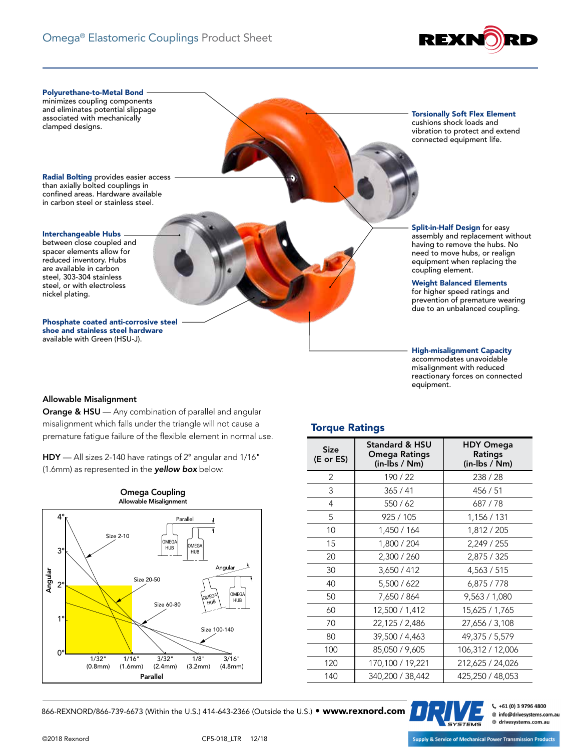# Omega® Elastomeric Couplings Product Sheet

**Polyurethane-to-Metal Bond** minimizes coupling components and eliminates potential slippage associated with mechanically clamped designs.

**Radial Bolting** provides easier access than axially bolted couplings in confined areas. Hardware available in carbon steel or stainless steel.

**Interchangeable Hubs** between close coupled and spacer elements allow for reduced inventory. Hubs are available in carbon steel, 303-304 stainless steel, or with electroless nickel plating.

**Phosphate coated anti-corrosive steel shoe and stainless steel hardware** available with Green (HSU-J).

**Torsionally Soft Flex Element** cushions shock loads and vibration to protect and extend connected equipment life.

**Split-in-Half Design** for easy assembly and replacement without having to remove the hubs. No need to move hubs, or realign equipment when replacing the coupling element.

**Weight Balanced Elements** for higher speed ratings and prevention of premature wearing due to an unbalanced coupling.

**High-misalignment Capacity** accommodates unavoidable misalignment with reduced reactionary forces on connected equipment.

## Allowable Misalignment

**Orange & HSU** — Any combination of parallel and angular misalignment which falls under the triangle will not cause a premature fatigue failure of the flexible element in normal use.

**HDY** — All sizes 2-140 have ratings of 2° angular and 1/16" (1.6mm) as represented in the ***yellow box*** below:

Omega Coupling
Allowable Misalignment

Angular
4°
3°
2°
1°
0°
Size 2-10
Size 20-50
Size 60-80
Size 100-140
Parallel
Angular
OMEGA HUB
1/32" (0.8mm)
1/16" (1.6mm)
3/32" (2.4mm)
1/8" (3.2mm)
3/16" (4.8mm)
Parallel

## Torque Ratings

| Size (E or ES) | Standard & HSU Omega Ratings (in-lbs / Nm) | HDY Omega Ratings (in-lbs / Nm) |
|---|---|---|
| 2 | 190 / 22 | 238 / 28 |
| 3 | 365 / 41 | 456 / 51 |
| 4 | 550 / 62 | 687 / 78 |
| 5 | 925 / 105 | 1,156 / 131 |
| 10 | 1,450 / 164 | 1,812 / 205 |
| 15 | 1,800 / 204 | 2,249 / 255 |
| 20 | 2,300 / 260 | 2,875 / 325 |
| 30 | 3,650 / 412 | 4,563 / 515 |
| 40 | 5,500 / 622 | 6,875 / 778 |
| 50 | 7,650 / 864 | 9,563 / 1,080 |
| 60 | 12,500 / 1,412 | 15,625 / 1,765 |
| 70 | 22,125 / 2,486 | 27,656 / 3,108 |
| 80 | 39,500 / 4,463 | 49,375 / 5,579 |
| 100 | 85,050 / 9,605 | 106,312 / 12,006 |
| 120 | 170,100 / 19,221 | 212,625 / 24,026 |
| 140 | 340,200 / 38,442 | 425,250 / 48,053 |

866-REXNORD/866-739-6673 (Within the U.S.) 414-643-2366 (Outside the U.S.) • **www.rexnord.com**

+61 (0) 3 9796 4800
info@drivesystems.com.au
drivesystems.com.au
Supply & Service of Mechanical Power Transmission Products

©2018 Rexnord CP5-018_LTR 12/18